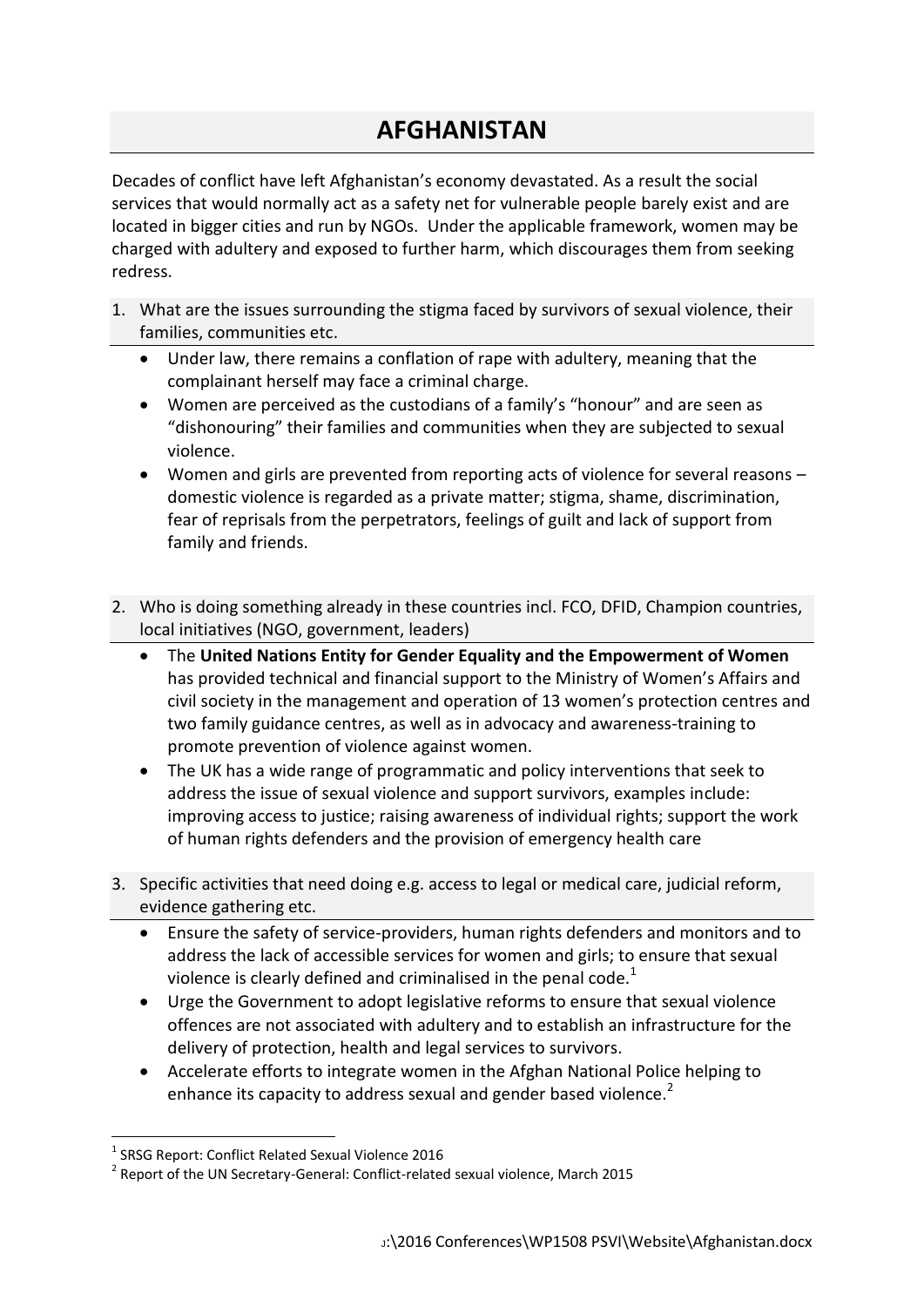# AFGHANISTAN

Decades of conflict have left Afghanistan's economy devastated. As a result the social services that would normally act as a safety net for vulnerable people barely exist and are located in bigger cities and run by NGOs. Under the applicable framework, women may be charged with adultery and exposed to further harm, which discourages them from seeking redress.

1. What are the issues surrounding the stigma faced by survivors of sexual violence, their families, communities etc.
   - Under law, there remains a conflation of rape with adultery, meaning that the complainant herself may face a criminal charge.
   - Women are perceived as the custodians of a family's "honour" and are seen as "dishonouring" their families and communities when they are subjected to sexual violence.
   - Women and girls are prevented from reporting acts of violence for several reasons – domestic violence is regarded as a private matter; stigma, shame, discrimination, fear of reprisals from the perpetrators, feelings of guilt and lack of support from family and friends.

2. Who is doing something already in these countries incl. FCO, DFID, Champion countries, local initiatives (NGO, government, leaders)
   - The **United Nations Entity for Gender Equality and the Empowerment of Women** has provided technical and financial support to the Ministry of Women's Affairs and civil society in the management and operation of 13 women's protection centres and two family guidance centres, as well as in advocacy and awareness-training to promote prevention of violence against women.
   - The UK has a wide range of programmatic and policy interventions that seek to address the issue of sexual violence and support survivors, examples include: improving access to justice; raising awareness of individual rights; support the work of human rights defenders and the provision of emergency health care

3. Specific activities that need doing e.g. access to legal or medical care, judicial reform, evidence gathering etc.
   - Ensure the safety of service-providers, human rights defenders and monitors and to address the lack of accessible services for women and girls; to ensure that sexual violence is clearly defined and criminalised in the penal code.[1]
   - Urge the Government to adopt legislative reforms to ensure that sexual violence offences are not associated with adultery and to establish an infrastructure for the delivery of protection, health and legal services to survivors.
   - Accelerate efforts to integrate women in the Afghan National Police helping to enhance its capacity to address sexual and gender based violence.[2]

---

[1] SRSG Report: Conflict Related Sexual Violence 2016

[2] Report of the UN Secretary-General: Conflict-related sexual violence, March 2015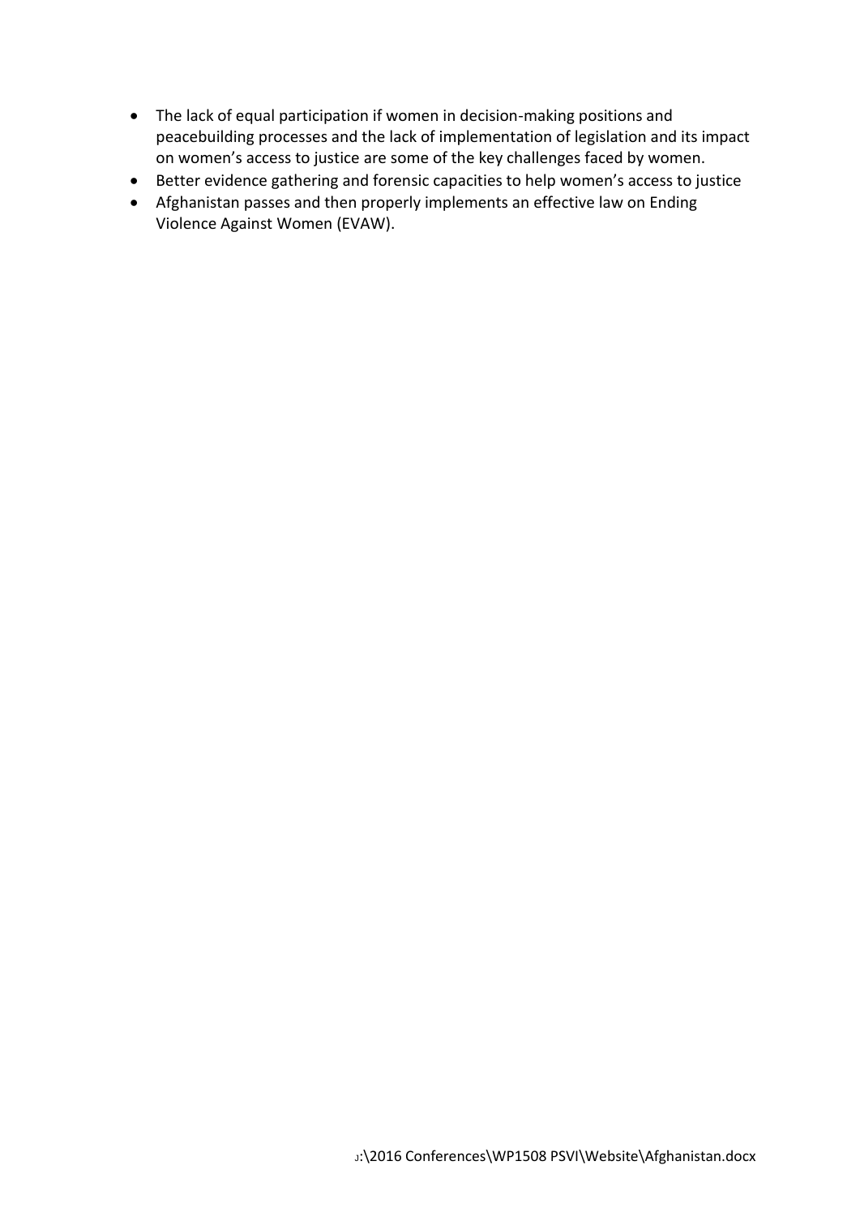- The lack of equal participation if women in decision-making positions and peacebuilding processes and the lack of implementation of legislation and its impact on women's access to justice are some of the key challenges faced by women.
- Better evidence gathering and forensic capacities to help women's access to justice
- Afghanistan passes and then properly implements an effective law on Ending Violence Against Women (EVAW).